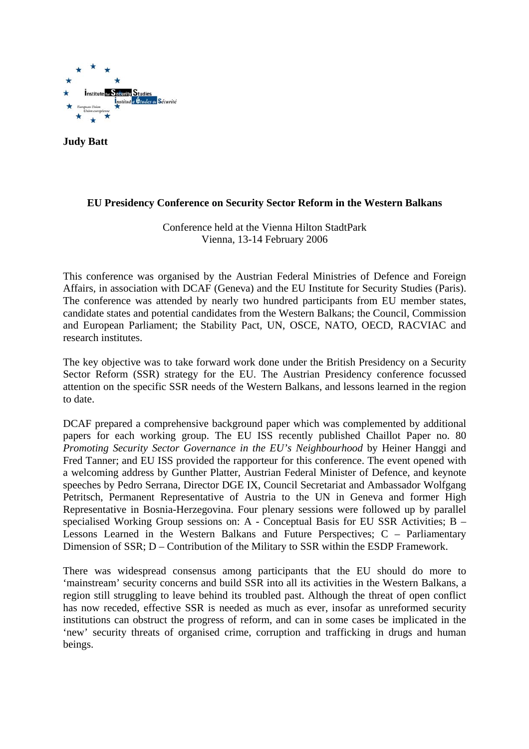**Judy Batt**

### EU Presidency Conference on Security Sector Reform in the Western Balkans

Conference held at the Vienna Hilton StadtPark
Vienna, 13-14 February 2006

This conference was organised by the Austrian Federal Ministries of Defence and Foreign Affairs, in association with DCAF (Geneva) and the EU Institute for Security Studies (Paris). The conference was attended by nearly two hundred participants from EU member states, candidate states and potential candidates from the Western Balkans; the Council, Commission and European Parliament; the Stability Pact, UN, OSCE, NATO, OECD, RACVIAC and research institutes.

The key objective was to take forward work done under the British Presidency on a Security Sector Reform (SSR) strategy for the EU. The Austrian Presidency conference focussed attention on the specific SSR needs of the Western Balkans, and lessons learned in the region to date.

DCAF prepared a comprehensive background paper which was complemented by additional papers for each working group. The EU ISS recently published Chaillot Paper no. 80 *Promoting Security Sector Governance in the EU's Neighbourhood* by Heiner Hanggi and Fred Tanner; and EU ISS provided the rapporteur for this conference. The event opened with a welcoming address by Gunther Platter, Austrian Federal Minister of Defence, and keynote speeches by Pedro Serrana, Director DGE IX, Council Secretariat and Ambassador Wolfgang Petritsch, Permanent Representative of Austria to the UN in Geneva and former High Representative in Bosnia-Herzegovina. Four plenary sessions were followed up by parallel specialised Working Group sessions on: A - Conceptual Basis for EU SSR Activities; B – Lessons Learned in the Western Balkans and Future Perspectives; C – Parliamentary Dimension of SSR; D – Contribution of the Military to SSR within the ESDP Framework.

There was widespread consensus among participants that the EU should do more to 'mainstream' security concerns and build SSR into all its activities in the Western Balkans, a region still struggling to leave behind its troubled past. Although the threat of open conflict has now receded, effective SSR is needed as much as ever, insofar as unreformed security institutions can obstruct the progress of reform, and can in some cases be implicated in the 'new' security threats of organised crime, corruption and trafficking in drugs and human beings.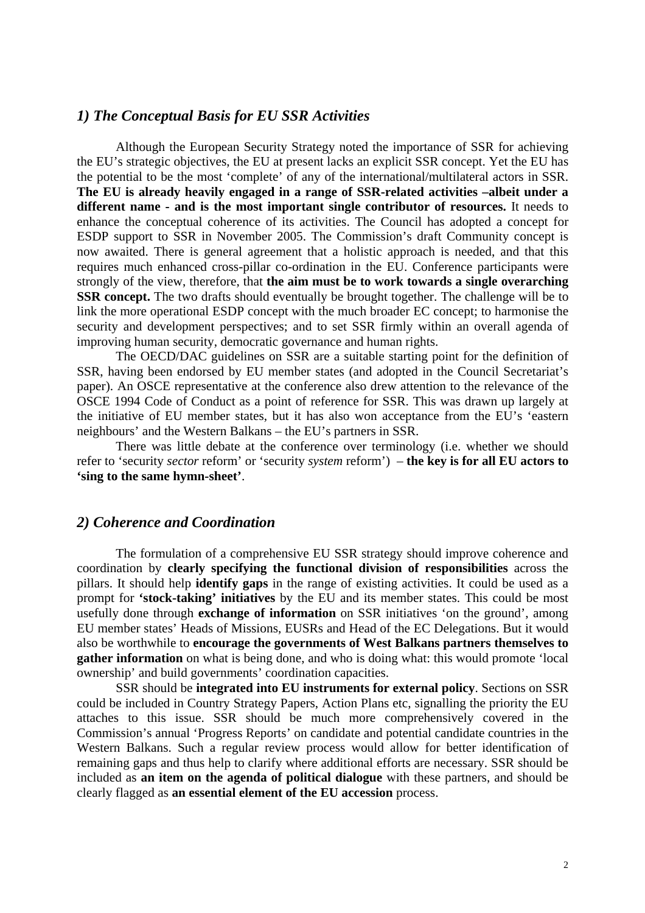## *1) The Conceptual Basis for EU SSR Activities*

Although the European Security Strategy noted the importance of SSR for achieving the EU's strategic objectives, the EU at present lacks an explicit SSR concept. Yet the EU has the potential to be the most 'complete' of any of the international/multilateral actors in SSR. **The EU is already heavily engaged in a range of SSR-related activities –albeit under a different name - and is the most important single contributor of resources.** It needs to enhance the conceptual coherence of its activities. The Council has adopted a concept for ESDP support to SSR in November 2005. The Commission's draft Community concept is now awaited. There is general agreement that a holistic approach is needed, and that this requires much enhanced cross-pillar co-ordination in the EU. Conference participants were strongly of the view, therefore, that **the aim must be to work towards a single overarching SSR concept.** The two drafts should eventually be brought together. The challenge will be to link the more operational ESDP concept with the much broader EC concept; to harmonise the security and development perspectives; and to set SSR firmly within an overall agenda of improving human security, democratic governance and human rights.

The OECD/DAC guidelines on SSR are a suitable starting point for the definition of SSR, having been endorsed by EU member states (and adopted in the Council Secretariat's paper). An OSCE representative at the conference also drew attention to the relevance of the OSCE 1994 Code of Conduct as a point of reference for SSR. This was drawn up largely at the initiative of EU member states, but it has also won acceptance from the EU's 'eastern neighbours' and the Western Balkans – the EU's partners in SSR.

There was little debate at the conference over terminology (i.e. whether we should refer to 'security *sector* reform' or 'security *system* reform') – **the key is for all EU actors to 'sing to the same hymn-sheet'**.

## *2) Coherence and Coordination*

The formulation of a comprehensive EU SSR strategy should improve coherence and coordination by **clearly specifying the functional division of responsibilities** across the pillars. It should help **identify gaps** in the range of existing activities. It could be used as a prompt for **'stock-taking' initiatives** by the EU and its member states. This could be most usefully done through **exchange of information** on SSR initiatives 'on the ground', among EU member states' Heads of Missions, EUSRs and Head of the EC Delegations. But it would also be worthwhile to **encourage the governments of West Balkans partners themselves to gather information** on what is being done, and who is doing what: this would promote 'local ownership' and build governments' coordination capacities.

SSR should be **integrated into EU instruments for external policy**. Sections on SSR could be included in Country Strategy Papers, Action Plans etc, signalling the priority the EU attaches to this issue. SSR should be much more comprehensively covered in the Commission's annual 'Progress Reports' on candidate and potential candidate countries in the Western Balkans. Such a regular review process would allow for better identification of remaining gaps and thus help to clarify where additional efforts are necessary. SSR should be included as **an item on the agenda of political dialogue** with these partners, and should be clearly flagged as **an essential element of the EU accession** process.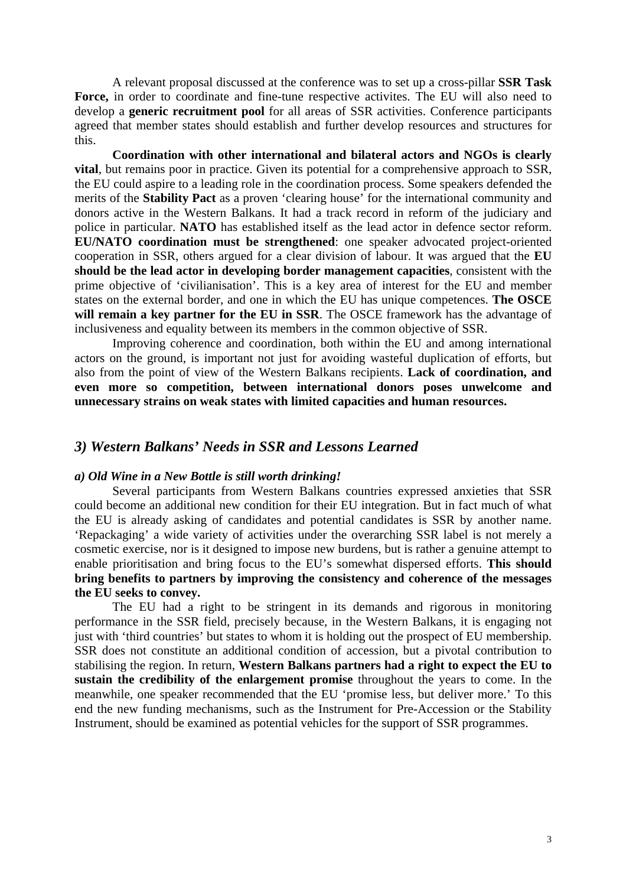A relevant proposal discussed at the conference was to set up a cross-pillar **SSR Task Force,** in order to coordinate and fine-tune respective activites. The EU will also need to develop a **generic recruitment pool** for all areas of SSR activities. Conference participants agreed that member states should establish and further develop resources and structures for this.

**Coordination with other international and bilateral actors and NGOs is clearly vital**, but remains poor in practice. Given its potential for a comprehensive approach to SSR, the EU could aspire to a leading role in the coordination process. Some speakers defended the merits of the **Stability Pact** as a proven 'clearing house' for the international community and donors active in the Western Balkans. It had a track record in reform of the judiciary and police in particular. **NATO** has established itself as the lead actor in defence sector reform. **EU/NATO coordination must be strengthened**: one speaker advocated project-oriented cooperation in SSR, others argued for a clear division of labour. It was argued that the **EU should be the lead actor in developing border management capacities**, consistent with the prime objective of 'civilianisation'. This is a key area of interest for the EU and member states on the external border, and one in which the EU has unique competences. **The OSCE will remain a key partner for the EU in SSR**. The OSCE framework has the advantage of inclusiveness and equality between its members in the common objective of SSR.

Improving coherence and coordination, both within the EU and among international actors on the ground, is important not just for avoiding wasteful duplication of efforts, but also from the point of view of the Western Balkans recipients. **Lack of coordination, and even more so competition, between international donors poses unwelcome and unnecessary strains on weak states with limited capacities and human resources.**

## *3) Western Balkans' Needs in SSR and Lessons Learned*

### ***a) Old Wine in a New Bottle is still worth drinking!***

Several participants from Western Balkans countries expressed anxieties that SSR could become an additional new condition for their EU integration. But in fact much of what the EU is already asking of candidates and potential candidates is SSR by another name. 'Repackaging' a wide variety of activities under the overarching SSR label is not merely a cosmetic exercise, nor is it designed to impose new burdens, but is rather a genuine attempt to enable prioritisation and bring focus to the EU's somewhat dispersed efforts. **This should bring benefits to partners by improving the consistency and coherence of the messages the EU seeks to convey.**

The EU had a right to be stringent in its demands and rigorous in monitoring performance in the SSR field, precisely because, in the Western Balkans, it is engaging not just with 'third countries' but states to whom it is holding out the prospect of EU membership. SSR does not constitute an additional condition of accession, but a pivotal contribution to stabilising the region. In return, **Western Balkans partners had a right to expect the EU to sustain the credibility of the enlargement promise** throughout the years to come. In the meanwhile, one speaker recommended that the EU 'promise less, but deliver more.' To this end the new funding mechanisms, such as the Instrument for Pre-Accession or the Stability Instrument, should be examined as potential vehicles for the support of SSR programmes.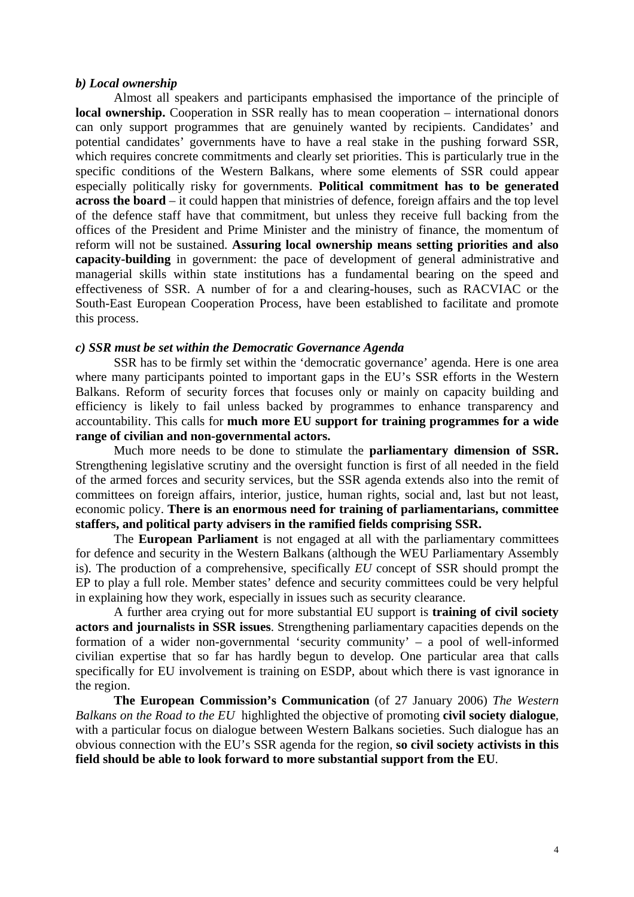***b) Local ownership***

Almost all speakers and participants emphasised the importance of the principle of **local ownership.** Cooperation in SSR really has to mean cooperation – international donors can only support programmes that are genuinely wanted by recipients. Candidates' and potential candidates' governments have to have a real stake in the pushing forward SSR, which requires concrete commitments and clearly set priorities. This is particularly true in the specific conditions of the Western Balkans, where some elements of SSR could appear especially politically risky for governments. **Political commitment has to be generated across the board** – it could happen that ministries of defence, foreign affairs and the top level of the defence staff have that commitment, but unless they receive full backing from the offices of the President and Prime Minister and the ministry of finance, the momentum of reform will not be sustained. **Assuring local ownership means setting priorities and also capacity-building** in government: the pace of development of general administrative and managerial skills within state institutions has a fundamental bearing on the speed and effectiveness of SSR. A number of for a and clearing-houses, such as RACVIAC or the South-East European Cooperation Process, have been established to facilitate and promote this process.

***c) SSR must be set within the Democratic Governance Agenda***

SSR has to be firmly set within the 'democratic governance' agenda. Here is one area where many participants pointed to important gaps in the EU's SSR efforts in the Western Balkans. Reform of security forces that focuses only or mainly on capacity building and efficiency is likely to fail unless backed by programmes to enhance transparency and accountability. This calls for **much more EU support for training programmes for a wide range of civilian and non-governmental actors.**

Much more needs to be done to stimulate the **parliamentary dimension of SSR.** Strengthening legislative scrutiny and the oversight function is first of all needed in the field of the armed forces and security services, but the SSR agenda extends also into the remit of committees on foreign affairs, interior, justice, human rights, social and, last but not least, economic policy. **There is an enormous need for training of parliamentarians, committee staffers, and political party advisers in the ramified fields comprising SSR.**

The **European Parliament** is not engaged at all with the parliamentary committees for defence and security in the Western Balkans (although the WEU Parliamentary Assembly is). The production of a comprehensive, specifically *EU* concept of SSR should prompt the EP to play a full role. Member states' defence and security committees could be very helpful in explaining how they work, especially in issues such as security clearance.

A further area crying out for more substantial EU support is **training of civil society actors and journalists in SSR issues**. Strengthening parliamentary capacities depends on the formation of a wider non-governmental 'security community' – a pool of well-informed civilian expertise that so far has hardly begun to develop. One particular area that calls specifically for EU involvement is training on ESDP, about which there is vast ignorance in the region.

**The European Commission's Communication** (of 27 January 2006) *The Western Balkans on the Road to the EU* highlighted the objective of promoting **civil society dialogue**, with a particular focus on dialogue between Western Balkans societies. Such dialogue has an obvious connection with the EU's SSR agenda for the region, **so civil society activists in this field should be able to look forward to more substantial support from the EU**.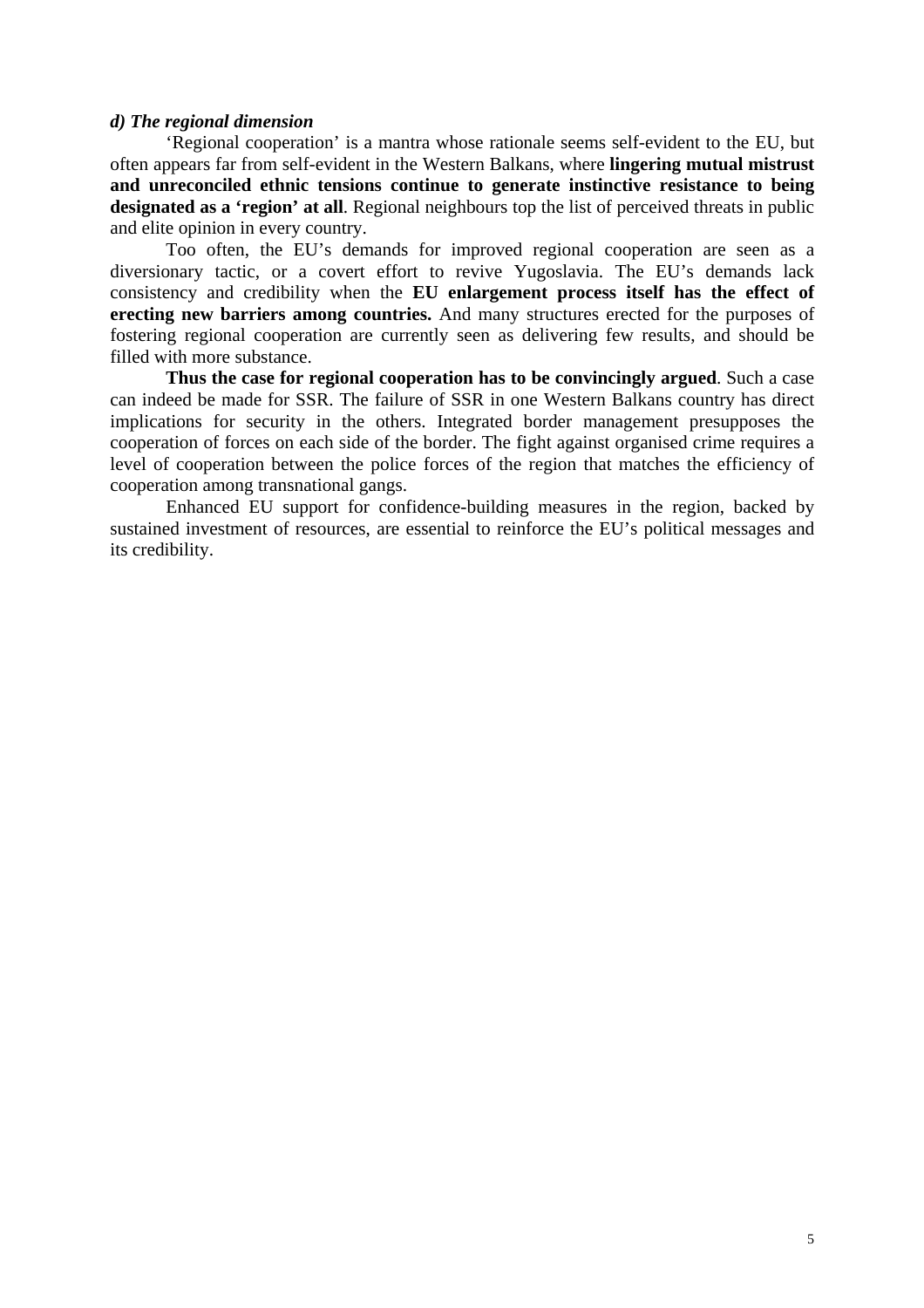***d) The regional dimension***

'Regional cooperation' is a mantra whose rationale seems self-evident to the EU, but often appears far from self-evident in the Western Balkans, where **lingering mutual mistrust and unreconciled ethnic tensions continue to generate instinctive resistance to being designated as a 'region' at all**. Regional neighbours top the list of perceived threats in public and elite opinion in every country.

Too often, the EU's demands for improved regional cooperation are seen as a diversionary tactic, or a covert effort to revive Yugoslavia. The EU's demands lack consistency and credibility when the **EU enlargement process itself has the effect of erecting new barriers among countries.** And many structures erected for the purposes of fostering regional cooperation are currently seen as delivering few results, and should be filled with more substance.

**Thus the case for regional cooperation has to be convincingly argued**. Such a case can indeed be made for SSR. The failure of SSR in one Western Balkans country has direct implications for security in the others. Integrated border management presupposes the cooperation of forces on each side of the border. The fight against organised crime requires a level of cooperation between the police forces of the region that matches the efficiency of cooperation among transnational gangs.

Enhanced EU support for confidence-building measures in the region, backed by sustained investment of resources, are essential to reinforce the EU's political messages and its credibility.